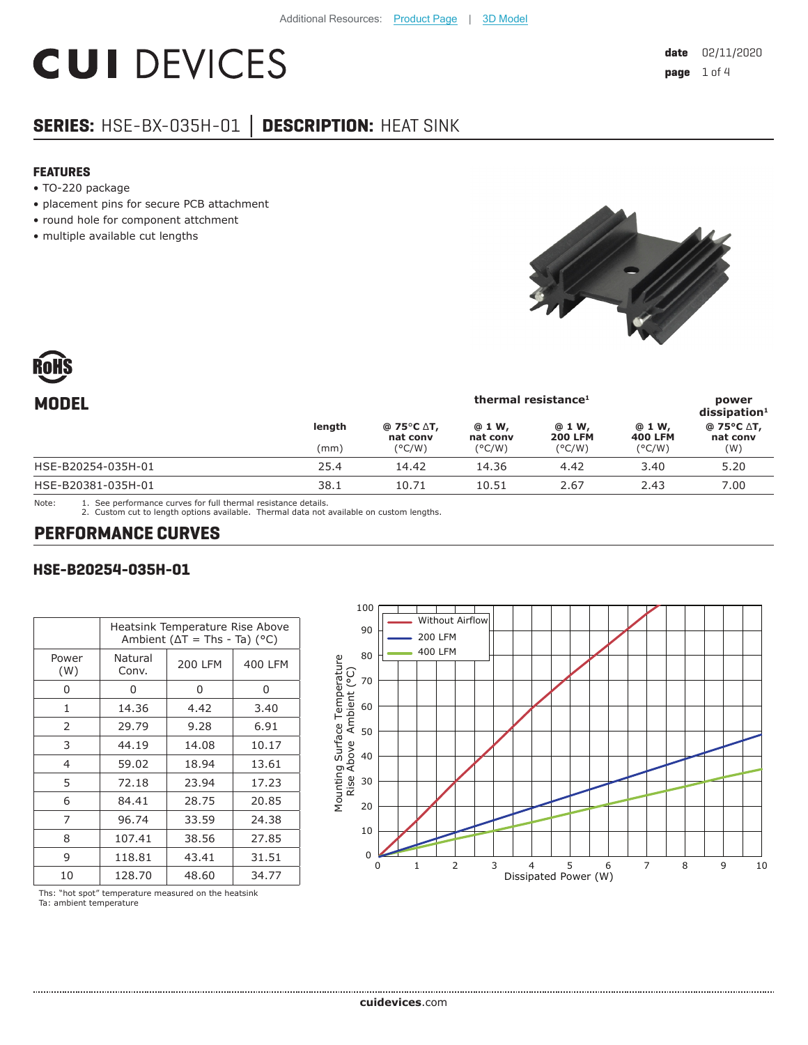Additional Resources: Product Page | 3D Model

# CUI DEVICES

**date** 02/11/2020

## SERIES: HSE-BX-035H-01 | DESCRIPTION: HEAT SINK

### FEATURES

- TO-220 package
- placement pins for secure PCB attachment
- round hole for component attchment
- multiple available cut lengths

RoHS

## MODEL

| MODEL | length (mm) | thermal resistance[1] @ 75°C ΔT, nat conv (°C/W) | @ 1 W, nat conv (°C/W) | @ 1 W, 200 LFM (°C/W) | @ 1 W, 400 LFM (°C/W) | power dissipation[1] @ 75°C ΔT, nat conv (W) |
|---|---|---|---|---|---|---|
| HSE-B20254-035H-01 | 25.4 | 14.42 | 14.36 | 4.42 | 3.40 | 5.20 |
| HSE-B20381-035H-01 | 38.1 | 10.71 | 10.51 | 2.67 | 2.43 | 7.00 |

Note:
1. See performance curves for full thermal resistance details.
2. Custom cut to length options available. Thermal data not available on custom lengths.

## PERFORMANCE CURVES

### HSE-B20254-035H-01

| Power (W) | Heatsink Temperature Rise Above Ambient (ΔT = Ths - Ta) (°C) Natural Conv. | 200 LFM | 400 LFM |
|---|---|---|---|
| 0 | 0 | 0 | 0 |
| 1 | 14.36 | 4.42 | 3.40 |
| 2 | 29.79 | 9.28 | 6.91 |
| 3 | 44.19 | 14.08 | 10.17 |
| 4 | 59.02 | 18.94 | 13.61 |
| 5 | 72.18 | 23.94 | 17.23 |
| 6 | 84.41 | 28.75 | 20.85 |
| 7 | 96.74 | 33.59 | 24.38 |
| 8 | 107.41 | 38.56 | 27.85 |
| 9 | 118.81 | 43.41 | 31.51 |
| 10 | 128.70 | 48.60 | 34.77 |

Ths: "hot spot" temperature measured on the heatsink
Ta: ambient temperature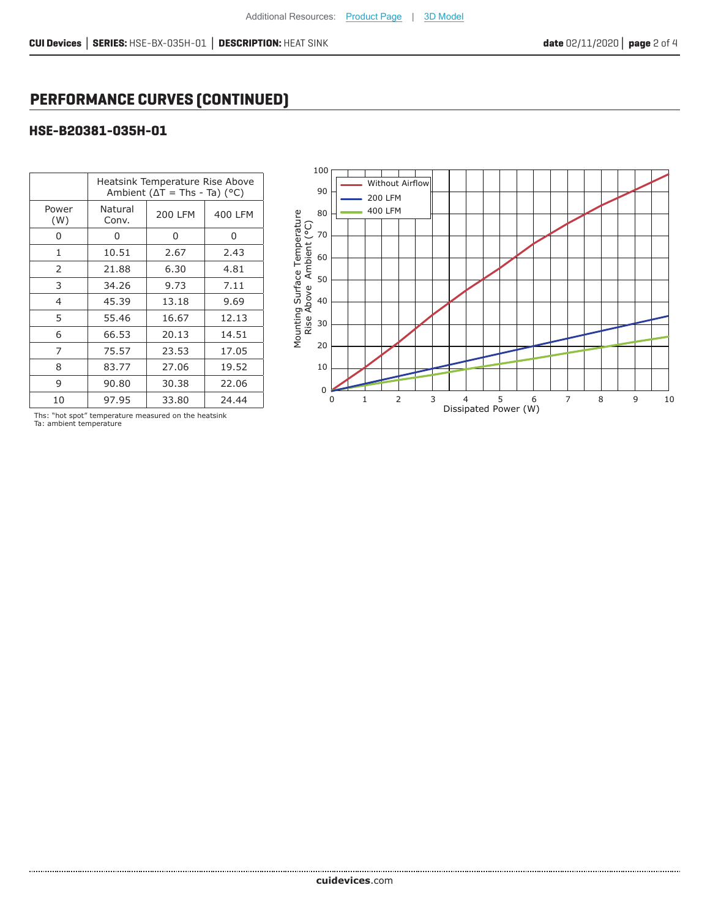# PERFORMANCE CURVES (CONTINUED)

## HSE-B20381-035H-01

| Power (W) | Heatsink Temperature Rise Above Ambient ($\Delta T$ = Ths - Ta) (°C) | | |
|---|---|---|---|
| | Natural Conv. | 200 LFM | 400 LFM |
| 0 | 0 | 0 | 0 |
| 1 | 10.51 | 2.67 | 2.43 |
| 2 | 21.88 | 6.30 | 4.81 |
| 3 | 34.26 | 9.73 | 7.11 |
| 4 | 45.39 | 13.18 | 9.69 |
| 5 | 55.46 | 16.67 | 12.13 |
| 6 | 66.53 | 20.13 | 14.51 |
| 7 | 75.57 | 23.53 | 17.05 |
| 8 | 83.77 | 27.06 | 19.52 |
| 9 | 90.80 | 30.38 | 22.06 |
| 10 | 97.95 | 33.80 | 24.44 |

Ths: "hot spot" temperature measured on the heatsink
Ta: ambient temperature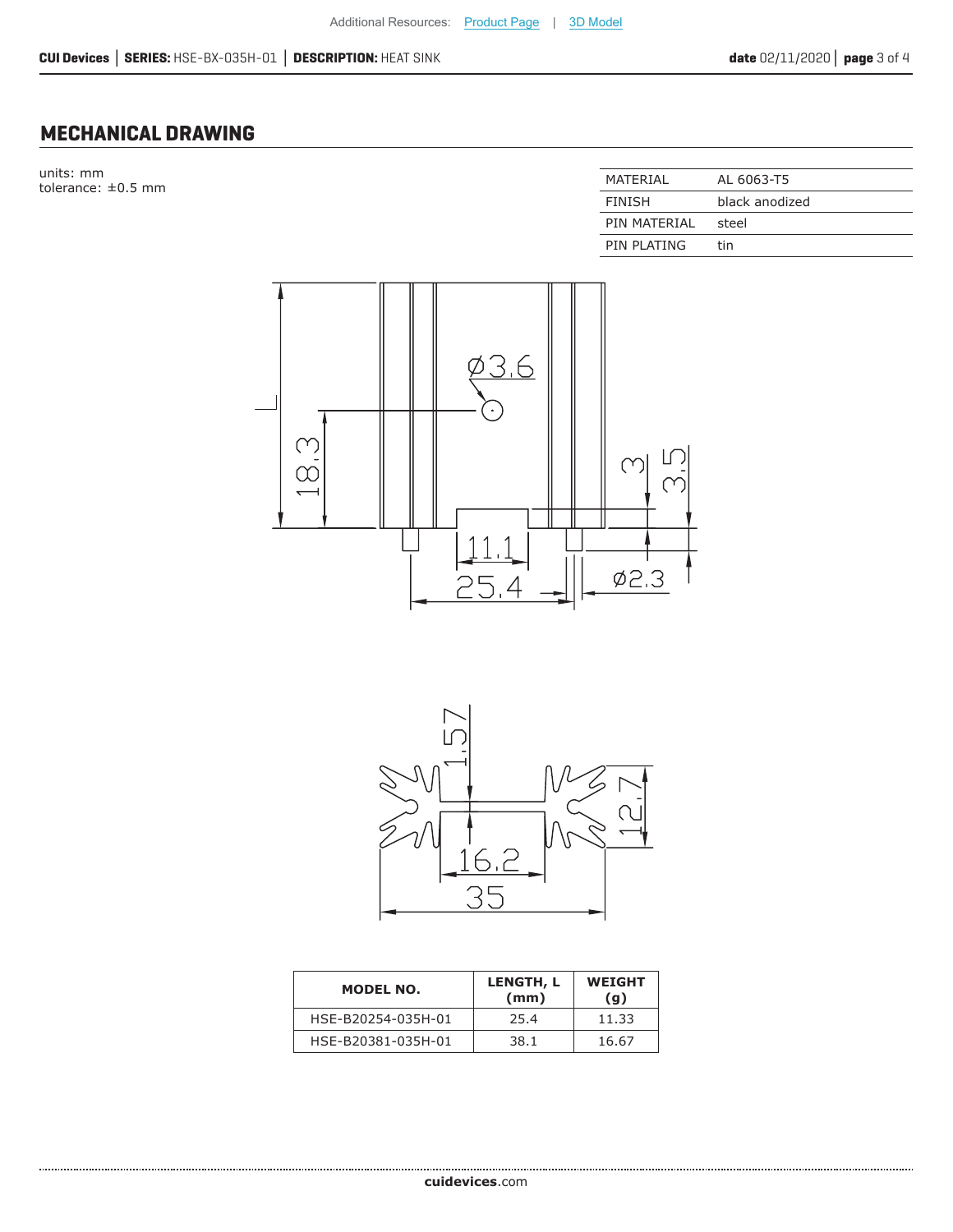## MECHANICAL DRAWING

units: mm
tolerance: ±0.5 mm

| MATERIAL | AL 6063-T5 |
|---|---|
| FINISH | black anodized |
| PIN MATERIAL | steel |
| PIN PLATING | tin |

| MODEL NO. | LENGTH, L (mm) | WEIGHT (g) |
|---|---|---|
| HSE-B20254-035H-01 | 25.4 | 11.33 |
| HSE-B20381-035H-01 | 38.1 | 16.67 |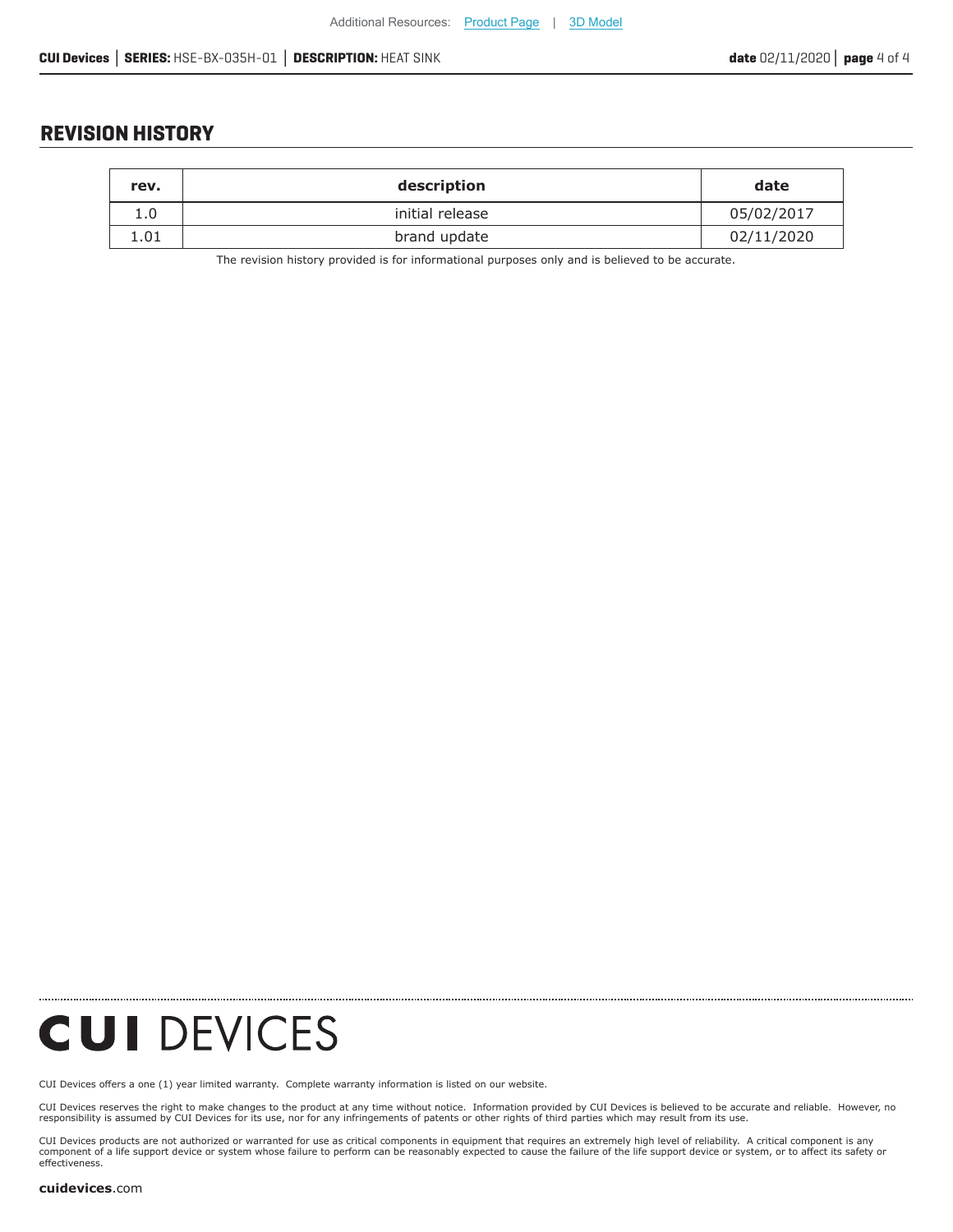## REVISION HISTORY

| rev. | description | date |
| --- | --- | --- |
| 1.0 | initial release | 05/02/2017 |
| 1.01 | brand update | 02/11/2020 |

The revision history provided is for informational purposes only and is believed to be accurate.

**CUI** DEVICES

CUI Devices offers a one (1) year limited warranty. Complete warranty information is listed on our website.

CUI Devices reserves the right to make changes to the product at any time without notice. Information provided by CUI Devices is believed to be accurate and reliable. However, no responsibility is assumed by CUI Devices for its use, nor for any infringements of patents or other rights of third parties which may result from its use.

CUI Devices products are not authorized or warranted for use as critical components in equipment that requires an extremely high level of reliability. A critical component is any component of a life support device or system whose failure to perform can be reasonably expected to cause the failure of the life support device or system, or to affect its safety or effectiveness.

**cuidevices**.com